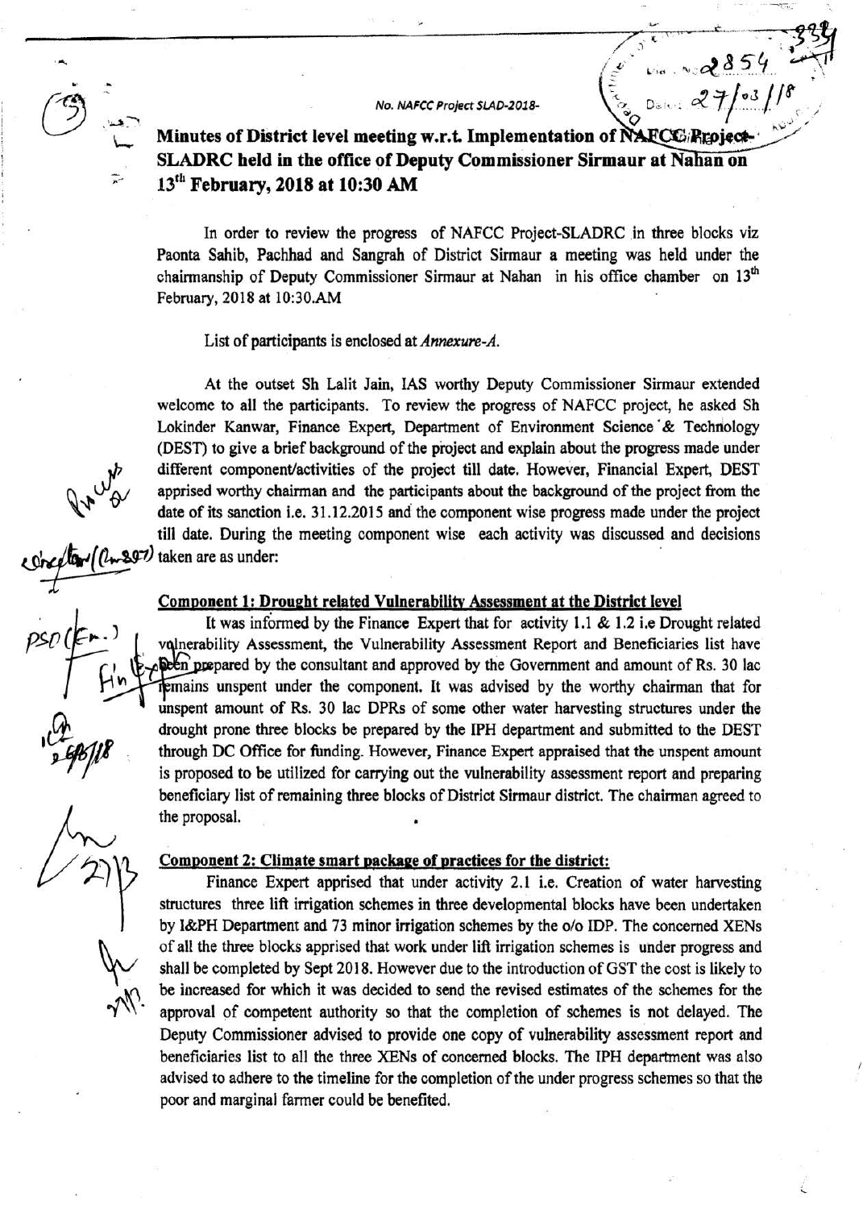No. NAFCC Project SLAD-2018-

# Minutes of District level meeting w.r.t. Implementation of NAFCC Project-SLADRC held in the office of Deputy Commissioner Sirmaur at Nahan on 13th February, 2018 at 10:30 AM

In order to review the progress of NAFCC Project-SLADRC in three blocks viz Paonta Sahib, Pachhad and Sangrah of District Sirmaur a meeting was held under the chairmanship of Deputy Commissioner Sirmaur at Nahan in his office chamber on 13th February, 2018 at 10:30.AM

List of participants is enclosed at *Annexure-A.*

At the outset Sh Lalit Jain, IAS worthy Deputy Commissioner Sirmaur extended welcome to all the participants. To review the progress of NAFCC project, he asked Sh Lokinder Kanwar, Finance Expert, Department of Environment Science & Technology (DEST) to give a brief background of the project and explain about the progress made under different component/activities of the project till date. However, Financial Expert, DEST apprised worthy chairman and the participants about the background of the project from the date of its sanction i.e. 31.12.2015 and the component wise progress made under the project till date. During the meeting component wise each activity was discussed and decisions taken are as under:

## Component 1: Drought related Vulnerability Assessment at the District level

It was informed by the Finance Expert that for activity 1.1 & 1.2 i.e Drought related vulnerability Assessment, the Vulnerability Assessment Report and Beneficiaries list have been prepared by the consultant and approved by the Government and amount of Rs. 30 lac remains unspent under the component. It was advised by the worthy chairman that for unspent amount of Rs. 30 lac DPRs of some other water harvesting structures under the drought prone three blocks be prepared by the IPH department and submitted to the DEST through DC Office for funding. However, Finance Expert appraised that the unspent amount is proposed to be utilized for carrying out the vulnerability assessment report and preparing beneficiary list of remaining three blocks of District Sirmaur district. The chairman agreed to the proposal.

## Component 2: Climate smart package of practices for the district:

Finance Expert apprised that under activity 2.1 i.e. Creation of water harvesting structures three lift irrigation schemes in three developmental blocks have been undertaken by I&PH Department and 73 minor irrigation schemes by the o/o IDP. The concerned XENs of all the three blocks apprised that work under lift irrigation schemes is under progress and shall be completed by Sept 2018. However due to the introduction of GST the cost is likely to be increased for which it was decided to send the revised estimates of the schemes for the approval of competent authority so that the completion of schemes is not delayed. The Deputy Commissioner advised to provide one copy of vulnerability assessment report and beneficiaries list to all the three XENs of concerned blocks. The IPH department was also advised to adhere to the timeline for the completion of the under progress schemes so that the poor and marginal farmer could be benefited.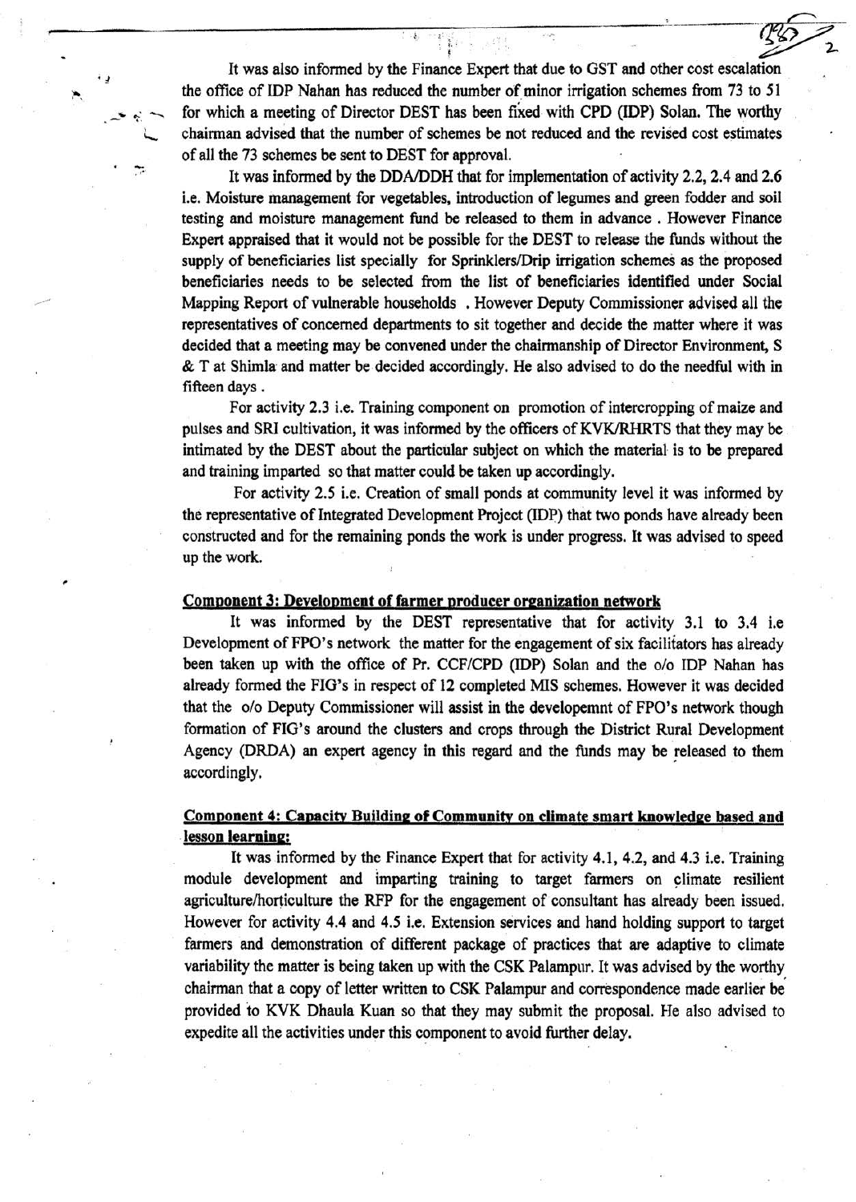It was also informed by the Finance Expert that due to GST and other cost escalation the office of IDP Nahan has reduced the number of minor irrigation schemes from 73 to 51 for which a meeting of Director DEST has been fixed with CPD (IDP) Solan. The worthy chairman advised that the number of schemes be not reduced and the revised cost estimates of all the 73 schemes be sent to DEST for approval.

It was informed by the DDA/DDH that for implementation of activity 2.2, 2.4 and 2.6 i.e. Moisture management for vegetables, introduction of legumes and green fodder and soil testing and moisture management fund be released to them in advance . However Finance Expert appraised that it would not be possible for the DEST to release the funds without the supply of beneficiaries list specially for Sprinklers/Drip irrigation schemes as the proposed beneficiaries needs to be selected from the list of beneficiaries identified under Social Mapping Report of vulnerable households . However Deputy Commissioner advised all the representatives of concerned departments to sit together and decide the matter where it was decided that a meeting may be convened under the chairmanship of Director Environment, S & T at Shimla and matter be decided accordingly. He also advised to do the needful with in fifteen days .

For activity 2.3 i.e. Training component on promotion of intercropping of maize and pulses and SRI cultivation, it was informed by the officers of KVK/RHRTS that they may be intimated by the DEST about the particular subject on which the material is to be prepared and training imparted so that matter could be taken up accordingly.

For activity 2.5 i.e. Creation of small ponds at community level it was informed by the representative of Integrated Development Project (IDP) that two ponds have already been constructed and for the remaining ponds the work is under progress. It was advised to speed up the work.

**Component 3: Development of farmer producer organization network**

It was informed by the DEST representative that for activity 3.1 to 3.4 i.e Development of FPO's network the matter for the engagement of six facilitators has already been taken up with the office of Pr. CCF/CPD (IDP) Solan and the o/o IDP Nahan has already formed the FIG's in respect of 12 completed MIS schemes. However it was decided that the o/o Deputy Commissioner will assist in the developemnt of FPO's network though formation of FIG's around the clusters and crops through the District Rural Development Agency (DRDA) an expert agency in this regard and the funds may be released to them accordingly.

**Component 4: Capacity Building of Community on climate smart knowledge based and lesson learning:**

It was informed by the Finance Expert that for activity 4.1, 4.2, and 4.3 i.e. Training module development and imparting training to target farmers on climate resilient agriculture/horticulture the RFP for the engagement of consultant has already been issued. However for activity 4.4 and 4.5 i.e. Extension services and hand holding support to target farmers and demonstration of different package of practices that are adaptive to climate variability the matter is being taken up with the CSK Palampur. It was advised by the worthy chairman that a copy of letter written to CSK Palampur and correspondence made earlier be provided to KVK Dhaula Kuan so that they may submit the proposal. He also advised to expedite all the activities under this component to avoid further delay.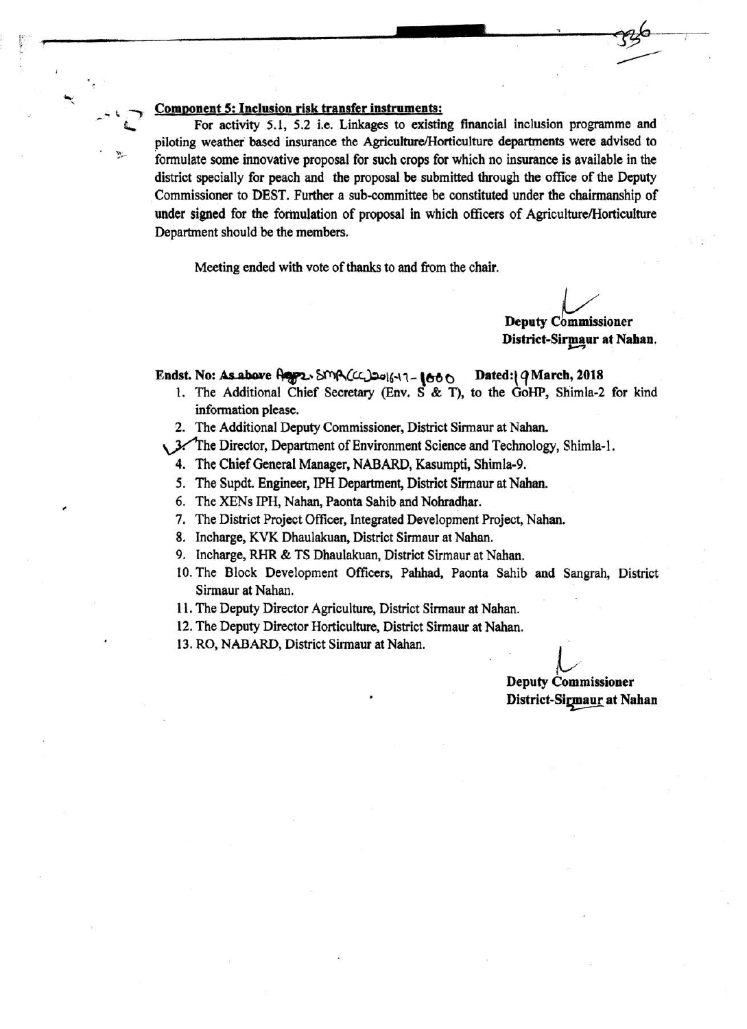**Component 5: Inclusion risk transfer instruments:**

For activity 5.1, 5.2 i.e. Linkages to existing financial inclusion programme and piloting weather based insurance the Agriculture/Horticulture departments were advised to formulate some innovative proposal for such crops for which no insurance is available in the district specially for peach and the proposal be submitted through the office of the Deputy Commissioner to DEST. Further a sub-committee be constituted under the chairmanship of under signed for the formulation of proposal in which officers of Agriculture/Horticulture Department should be the members.

Meeting ended with vote of thanks to and from the chair.

**Deputy Commissioner**
**District-Sirmaur at Nahan.**

**Endst. No: ~~As above~~ Agri. SMR(CC)2016-17-1680 Dated: 19 March, 2018**

1. The Additional Chief Secretary (Env. S & T), to the GoHP, Shimla-2 for kind information please.
2. The Additional Deputy Commissioner, District Sirmaur at Nahan.
3. The Director, Department of Environment Science and Technology, Shimla-1.
4. The Chief General Manager, NABARD, Kasumpti, Shimla-9.
5. The Supdt. Engineer, IPH Department, District Sirmaur at Nahan.
6. The XENs IPH, Nahan, Paonta Sahib and Nohradhar.
7. The District Project Officer, Integrated Development Project, Nahan.
8. Incharge, KVK Dhaulakuan, District Sirmaur at Nahan.
9. Incharge, RHR & TS Dhaulakuan, District Sirmaur at Nahan.
10. The Block Development Officers, Pahhad, Paonta Sahib and Sangrah, District Sirmaur at Nahan.
11. The Deputy Director Agriculture, District Sirmaur at Nahan.
12. The Deputy Director Horticulture, District Sirmaur at Nahan.
13. RO, NABARD, District Sirmaur at Nahan.

**Deputy Commissioner**
**District-Sirmaur at Nahan**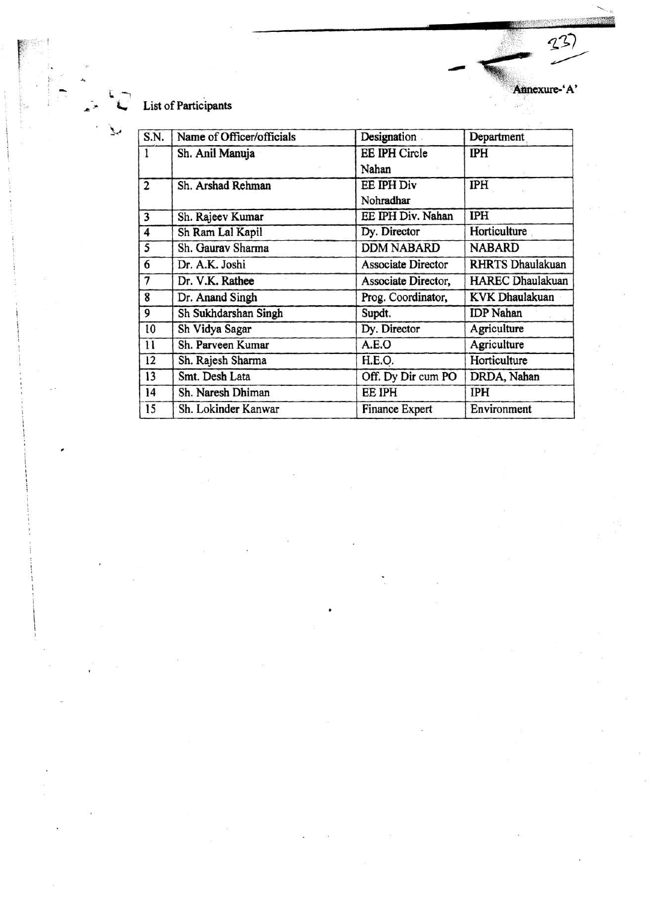Annexure-'A'

List of Participants

| S.N. | Name of Officer/officials | Designation | Department |
|---|---|---|---|
| 1 | Sh. Anil Manuja | EE IPH Circle Nahan | IPH |
| 2 | Sh. Arshad Rehman | EE IPH Div Nohradhar | IPH |
| 3 | Sh. Rajeev Kumar | EE IPH Div. Nahan | IPH |
| 4 | Sh Ram Lal Kapil | Dy. Director | Horticulture |
| 5 | Sh. Gaurav Sharma | DDM NABARD | NABARD |
| 6 | Dr. A.K. Joshi | Associate Director | RHRTS Dhaulakuan |
| 7 | Dr. V.K. Rathee | Associate Director, | HAREC Dhaulakuan |
| 8 | Dr. Anand Singh | Prog. Coordinator, | KVK Dhaulakuan |
| 9 | Sh Sukhdarshan Singh | Supdt. | IDP Nahan |
| 10 | Sh Vidya Sagar | Dy. Director | Agriculture |
| 11 | Sh. Parveen Kumar | A.E.O | Agriculture |
| 12 | Sh. Rajesh Sharma | H.E.O. | Horticulture |
| 13 | Smt. Desh Lata | Off. Dy Dir cum PO | DRDA, Nahan |
| 14 | Sh. Naresh Dhiman | EE IPH | IPH |
| 15 | Sh. Lokinder Kanwar | Finance Expert | Environment |